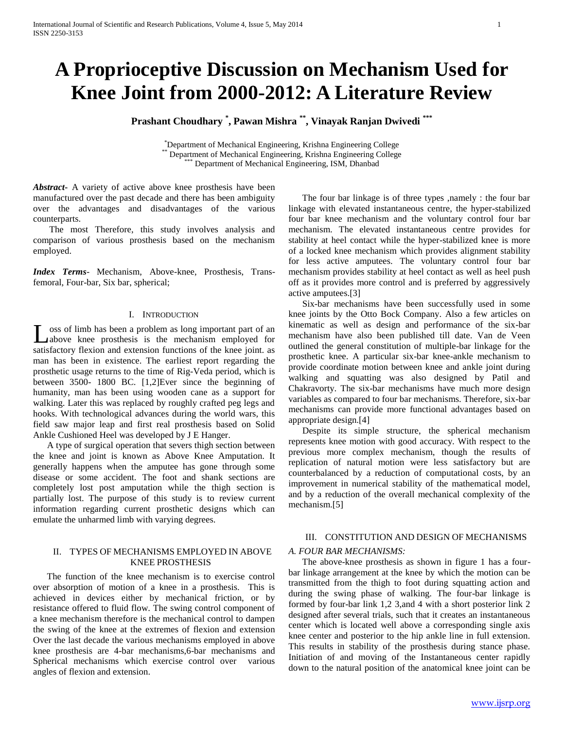# A Proprioceptive Discussion on Mechanism Used for Knee Joint from 2000-2012: A Literature Review

**Prashant Choudhary [*], Pawan Mishra [**], Vinayak Ranjan Dwivedi [***]**

[*] Department of Mechanical Engineering, Krishna Engineering College
[**] Department of Mechanical Engineering, Krishna Engineering College
[***] Department of Mechanical Engineering, ISM, Dhanbad

***Abstract*-** A variety of active above knee prosthesis have been manufactured over the past decade and there has been ambiguity over the advantages and disadvantages of the various counterparts.

The most Therefore, this study involves analysis and comparison of various prosthesis based on the mechanism employed.

***Index Terms*-** Mechanism, Above-knee, Prosthesis, Trans-femoral, Four-bar, Six bar, spherical;

## I. Introduction

Loss of limb has been a problem as long important part of an above knee prosthesis is the mechanism employed for satisfactory flexion and extension functions of the knee joint. as man has been in existence. The earliest report regarding the prosthetic usage returns to the time of Rig-Veda period, which is between 3500- 1800 BC. [1,2]Ever since the beginning of humanity, man has been using wooden cane as a support for walking. Later this was replaced by roughly crafted peg legs and hooks. With technological advances during the world wars, this field saw major leap and first real prosthesis based on Solid Ankle Cushioned Heel was developed by J E Hanger.

A type of surgical operation that severs thigh section between the knee and joint is known as Above Knee Amputation. It generally happens when the amputee has gone through some disease or some accident. The foot and shank sections are completely lost post amputation while the thigh section is partially lost. The purpose of this study is to review current information regarding current prosthetic designs which can emulate the unharmed limb with varying degrees.

## II. Types of Mechanisms Employed in Above Knee Prosthesis

The function of the knee mechanism is to exercise control over absorption of motion of a knee in a prosthesis. This is achieved in devices either by mechanical friction, or by resistance offered to fluid flow. The swing control component of a knee mechanism therefore is the mechanical control to dampen the swing of the knee at the extremes of flexion and extension Over the last decade the various mechanisms employed in above knee prosthesis are 4-bar mechanisms,6-bar mechanisms and Spherical mechanisms which exercise control over various angles of flexion and extension.

The four bar linkage is of three types ,namely : the four bar linkage with elevated instantaneous centre, the hyper-stabilized four bar knee mechanism and the voluntary control four bar mechanism. The elevated instantaneous centre provides for stability at heel contact while the hyper-stabilized knee is more of a locked knee mechanism which provides alignment stability for less active amputees. The voluntary control four bar mechanism provides stability at heel contact as well as heel push off as it provides more control and is preferred by aggressively active amputees.[3]

Six-bar mechanisms have been successfully used in some knee joints by the Otto Bock Company. Also a few articles on kinematic as well as design and performance of the six-bar mechanism have also been published till date. Van de Veen outlined the general constitution of multiple-bar linkage for the prosthetic knee. A particular six-bar knee-ankle mechanism to provide coordinate motion between knee and ankle joint during walking and squatting was also designed by Patil and Chakravorty. The six-bar mechanisms have much more design variables as compared to four bar mechanisms. Therefore, six-bar mechanisms can provide more functional advantages based on appropriate design.[4]

Despite its simple structure, the spherical mechanism represents knee motion with good accuracy. With respect to the previous more complex mechanism, though the results of replication of natural motion were less satisfactory but are counterbalanced by a reduction of computational costs, by an improvement in numerical stability of the mathematical model, and by a reduction of the overall mechanical complexity of the mechanism.[5]

## III. Constitution and Design of Mechanisms

### *A. Four Bar Mechanisms:*

The above-knee prosthesis as shown in figure 1 has a four-bar linkage arrangement at the knee by which the motion can be transmitted from the thigh to foot during squatting action and during the swing phase of walking. The four-bar linkage is formed by four-bar link 1,2 3,and 4 with a short posterior link 2 designed after several trials, such that it creates an instantaneous center which is located well above a corresponding single axis knee center and posterior to the hip ankle line in full extension. This results in stability of the prosthesis during stance phase. Initiation of and moving of the Instantaneous center rapidly down to the natural position of the anatomical knee joint can be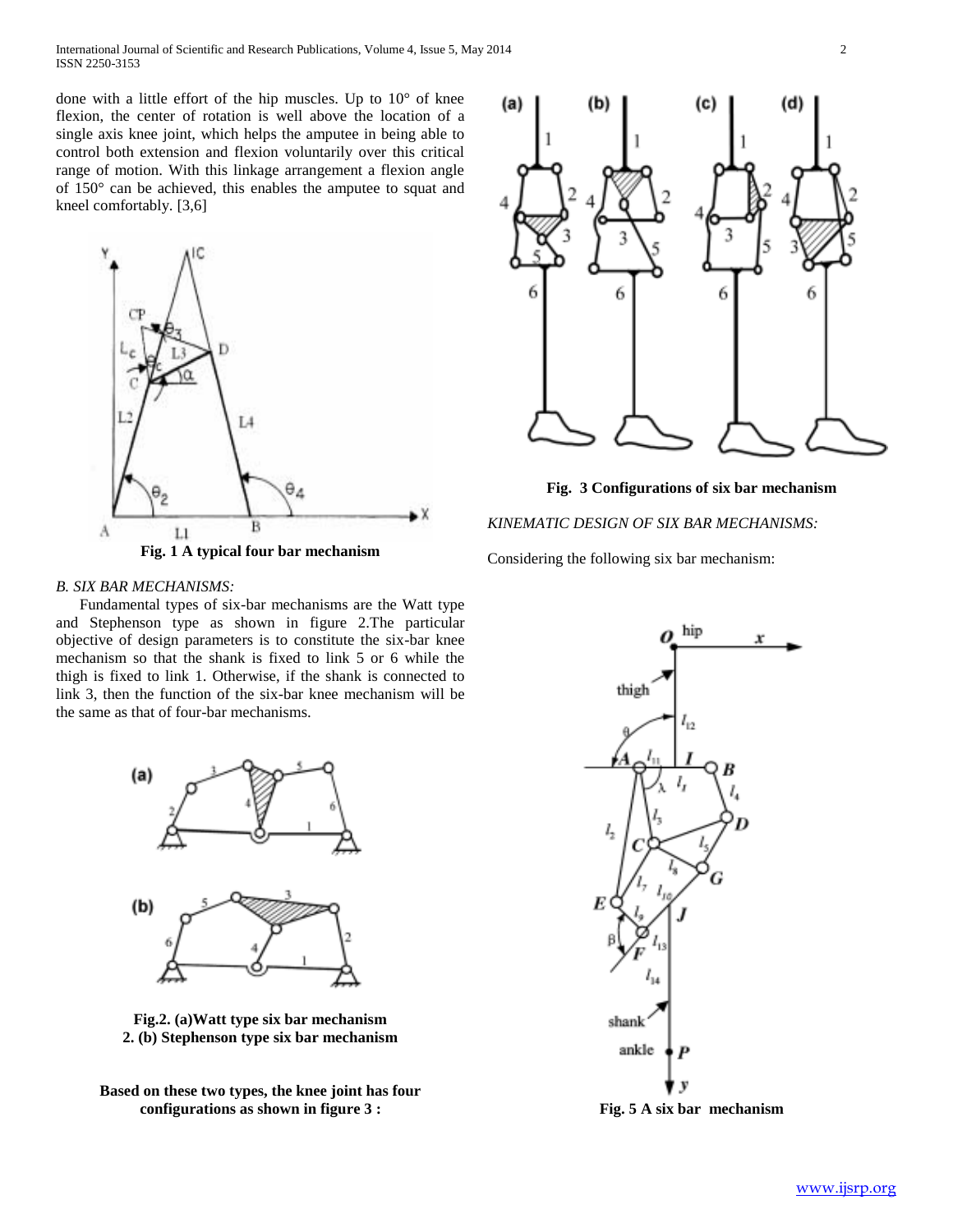done with a little effort of the hip muscles. Up to 10° of knee flexion, the center of rotation is well above the location of a single axis knee joint, which helps the amputee in being able to control both extension and flexion voluntarily over this critical range of motion. With this linkage arrangement a flexion angle of 150° can be achieved, this enables the amputee to squat and kneel comfortably. [3,6]

**Fig. 1 A typical four bar mechanism**

*B. SIX BAR MECHANISMS:*

Fundamental types of six-bar mechanisms are the Watt type and Stephenson type as shown in figure 2.The particular objective of design parameters is to constitute the six-bar knee mechanism so that the shank is fixed to link 5 or 6 while the thigh is fixed to link 1. Otherwise, if the shank is connected to link 3, then the function of the six-bar knee mechanism will be the same as that of four-bar mechanisms.

**Fig.2. (a)Watt type six bar mechanism**
**2. (b) Stephenson type six bar mechanism**

**Based on these two types, the knee joint has four configurations as shown in figure 3 :**

**Fig. 3 Configurations of six bar mechanism**

*KINEMATIC DESIGN OF SIX BAR MECHANISMS:*

Considering the following six bar mechanism:

**Fig. 5 A six bar mechanism**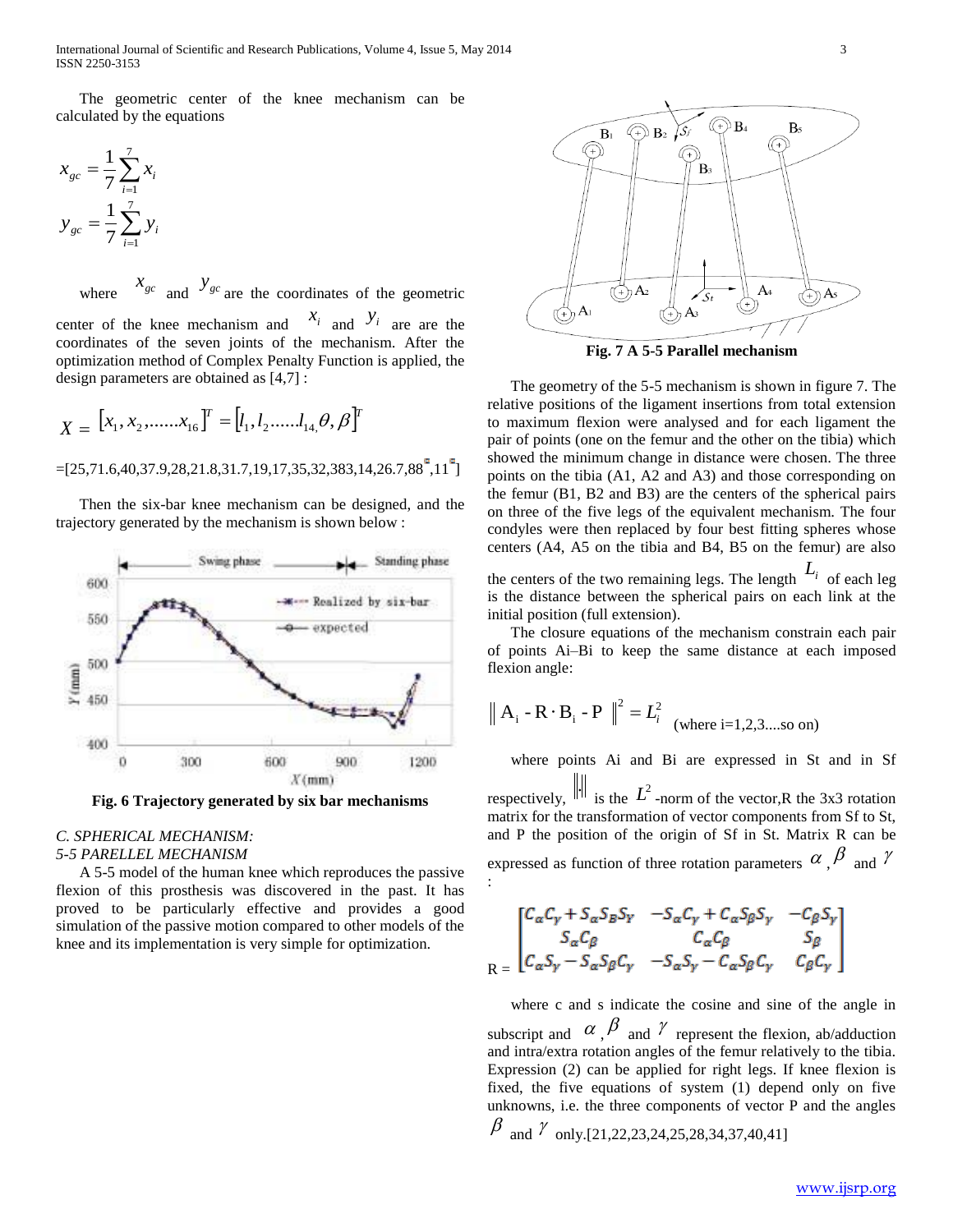The geometric center of the knee mechanism can be calculated by the equations

$$x_{gc} = \frac{1}{7}\sum_{i=1}^{7} x_i$$

$$y_{gc} = \frac{1}{7}\sum_{i=1}^{7} y_i$$

where $x_{gc}$ and $y_{gc}$ are the coordinates of the geometric center of the knee mechanism and $x_i$ and $y_i$ are are the coordinates of the seven joints of the mechanism. After the optimization method of Complex Penalty Function is applied, the design parameters are obtained as [4,7] :

$$X = [x_1, x_2, .......x_{16}]^T = [l_1, l_2......l_{14,} \theta, \beta]^T$$

=[25,71.6,40,37.9,28,21.8,31.7,19,17,35,32,383,14,26.7,88°,11°]

Then the six-bar knee mechanism can be designed, and the trajectory generated by the mechanism is shown below :

**Fig. 6 Trajectory generated by six bar mechanisms**

*C. SPHERICAL MECHANISM:*
*5-5 PARELLEL MECHANISM*

A 5-5 model of the human knee which reproduces the passive flexion of this prosthesis was discovered in the past. It has proved to be particularly effective and provides a good simulation of the passive motion compared to other models of the knee and its implementation is very simple for optimization.

**Fig. 7 A 5-5 Parallel mechanism**

The geometry of the 5-5 mechanism is shown in figure 7. The relative positions of the ligament insertions from total extension to maximum flexion were analysed and for each ligament the pair of points (one on the femur and the other on the tibia) which showed the minimum change in distance were chosen. The three points on the tibia (A1, A2 and A3) and those corresponding on the femur (B1, B2 and B3) are the centers of the spherical pairs on three of the five legs of the equivalent mechanism. The four condyles were then replaced by four best fitting spheres whose centers (A4, A5 on the tibia and B4, B5 on the femur) are also the centers of the two remaining legs. The length $L_i$ of each leg is the distance between the spherical pairs on each link at the initial position (full extension).

The closure equations of the mechanism constrain each pair of points Ai–Bi to keep the same distance at each imposed flexion angle:

$$\| A_i - R \cdot B_i - P \|^2 = L_i^2 \quad \text{(where i=1,2,3....so on)}$$

where points Ai and Bi are expressed in St and in Sf respectively, $\|\cdot\|$ is the $L^2$-norm of the vector,R the 3x3 rotation matrix for the transformation of vector components from Sf to St, and P the position of the origin of Sf in St. Matrix R can be expressed as function of three rotation parameters $\alpha$, $\beta$ and $\gamma$ :

$$R = \begin{bmatrix} C_\alpha C_\gamma + S_\alpha S_B S_\gamma & -S_\alpha C_\gamma + C_\alpha S_\beta S_\gamma & -C_\beta S_\gamma \\ S_\alpha C_\beta & C_\alpha C_\beta & S_\beta \\ C_\alpha S_\gamma - S_\alpha S_\beta C_\gamma & -S_\alpha S_\gamma - C_\alpha S_\beta C_\gamma & C_\beta C_\gamma \end{bmatrix}$$

where c and s indicate the cosine and sine of the angle in subscript and $\alpha$, $\beta$ and $\gamma$ represent the flexion, ab/adduction and intra/extra rotation angles of the femur relatively to the tibia. Expression (2) can be applied for right legs. If knee flexion is fixed, the five equations of system (1) depend only on five unknowns, i.e. the three components of vector P and the angles $\beta$ and $\gamma$ only.[21,22,23,24,25,28,34,37,40,41]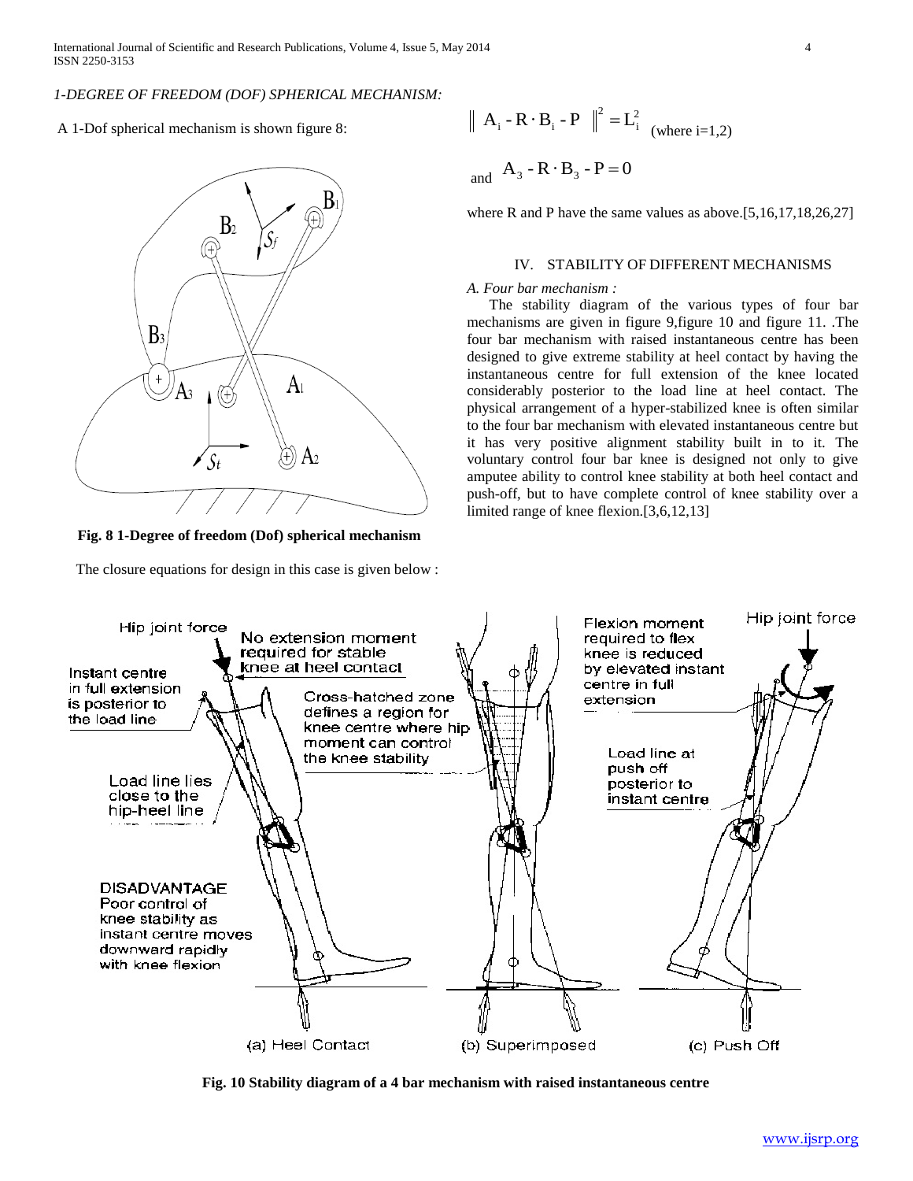*1-DEGREE OF FREEDOM (DOF) SPHERICAL MECHANISM:*

A 1-Dof spherical mechanism is shown figure 8:

**Fig. 8 1-Degree of freedom (Dof) spherical mechanism**

The closure equations for design in this case is given below :

$$\| A_i - R \cdot B_i - P \|^2 = L_i^2 \quad \text{(where i=1,2)}$$

and $A_3 - R \cdot B_3 - P = 0$

where R and P have the same values as above.[5,16,17,18,26,27]

## IV. STABILITY OF DIFFERENT MECHANISMS

### *A. Four bar mechanism :*

The stability diagram of the various types of four bar mechanisms are given in figure 9,figure 10 and figure 11. .The four bar mechanism with raised instantaneous centre has been designed to give extreme stability at heel contact by having the instantaneous centre for full extension of the knee located considerably posterior to the load line at heel contact. The physical arrangement of a hyper-stabilized knee is often similar to the four bar mechanism with elevated instantaneous centre but it has very positive alignment stability built in to it. The voluntary control four bar knee is designed not only to give amputee ability to control knee stability at both heel contact and push-off, but to have complete control of knee stability over a limited range of knee flexion.[3,6,12,13]

**Fig. 10 Stability diagram of a 4 bar mechanism with raised instantaneous centre**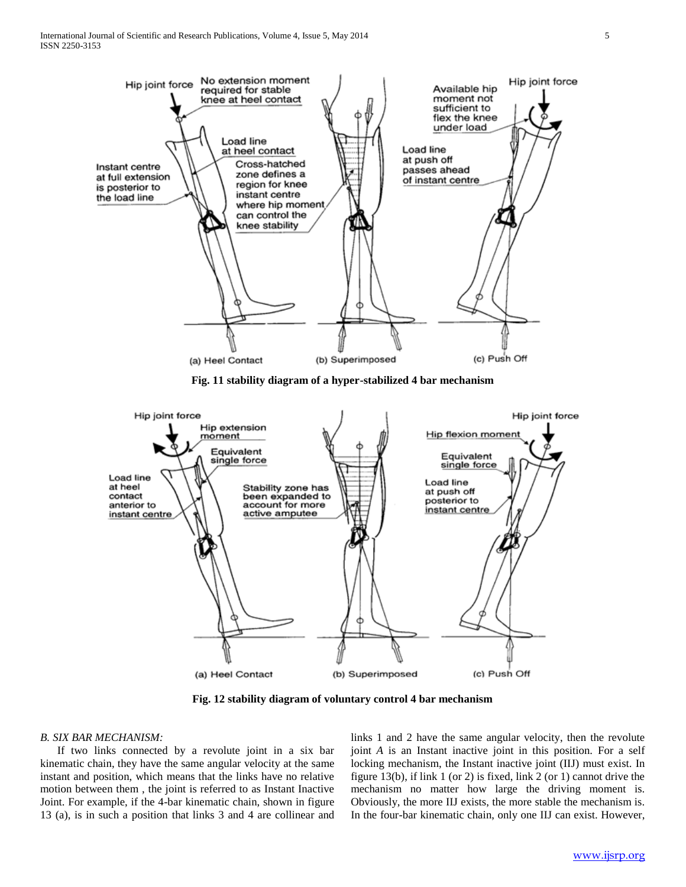**Fig. 11 stability diagram of a hyper-stabilized 4 bar mechanism**

**Fig. 12 stability diagram of voluntary control 4 bar mechanism**

*B. SIX BAR MECHANISM:*

If two links connected by a revolute joint in a six bar kinematic chain, they have the same angular velocity at the same instant and position, which means that the links have no relative motion between them , the joint is referred to as Instant Inactive Joint. For example, if the 4-bar kinematic chain, shown in figure 13 (a), is in such a position that links 3 and 4 are collinear and links 1 and 2 have the same angular velocity, then the revolute joint *A* is an Instant inactive joint in this position. For a self locking mechanism, the Instant inactive joint (IIJ) must exist. In figure 13(b), if link 1 (or 2) is fixed, link 2 (or 1) cannot drive the mechanism no matter how large the driving moment is. Obviously, the more IIJ exists, the more stable the mechanism is. In the four-bar kinematic chain, only one IIJ can exist. However,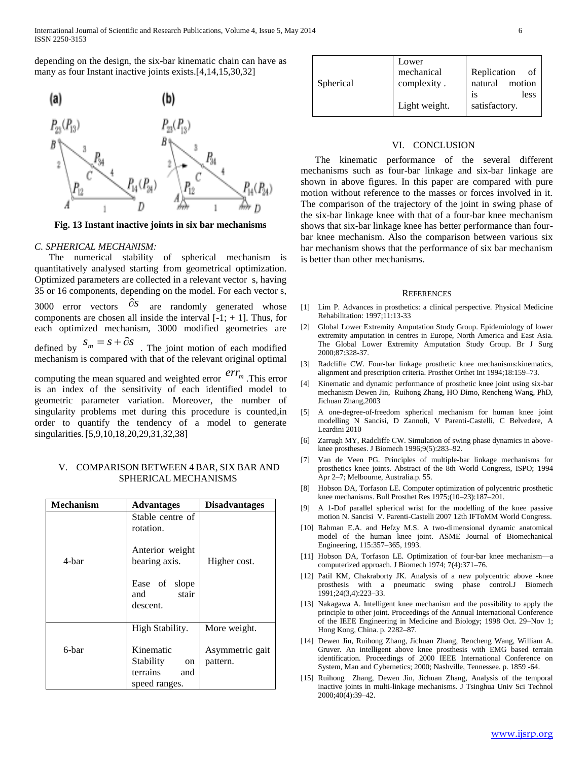depending on the design, the six-bar kinematic chain can have as many as four Instant inactive joints exists.[4,14,15,30,32]

**Fig. 13 Instant inactive joints in six bar mechanisms**

### *C. SPHERICAL MECHANISM:*

The numerical stability of spherical mechanism is quantitatively analysed starting from geometrical optimization. Optimized parameters are collected in a relevant vector s, having 35 or 16 components, depending on the model. For each vector s, 3000 error vectors $\partial s$ are randomly generated whose components are chosen all inside the interval [-1; + 1]. Thus, for each optimized mechanism, 3000 modified geometries are defined by $s_m = s + \partial s$. The joint motion of each modified mechanism is compared with that of the relevant original optimal computing the mean squared and weighted error $err_m$. This error is an index of the sensitivity of each identified model to geometric parameter variation. Moreover, the number of singularity problems met during this procedure is counted,in order to quantify the tendency of a model to generate singularities. [5,9,10,18,20,29,31,32,38]

## V. COMPARISON BETWEEN 4 BAR, SIX BAR AND SPHERICAL MECHANISMS

| Mechanism | Advantages | Disadvantages |
|---|---|---|
| 4-bar | Stable centre of rotation. Anterior weight bearing axis. Ease of slope and stair descent. | Higher cost. |
| 6-bar | High Stability. Kinematic Stability on terrains and speed ranges. | More weight. Asymmetric gait pattern. |
| Spherical | Lower mechanical complexity . Light weight. | Replication of natural motion is less satisfactory. |

## VI. CONCLUSION

The kinematic performance of the several different mechanisms such as four-bar linkage and six-bar linkage are shown in above figures. In this paper are compared with pure motion without reference to the masses or forces involved in it. The comparison of the trajectory of the joint in swing phase of the six-bar linkage knee with that of a four-bar knee mechanism shows that six-bar linkage knee has better performance than four-bar knee mechanism. Also the comparison between various six bar mechanism shows that the performance of six bar mechanism is better than other mechanisms.

## REFERENCES

[1] Lim P. Advances in prosthetics: a clinical perspective. Physical Medicine Rehabilitation: 1997;11:13-33

[2] Global Lower Extremity Amputation Study Group. Epidemiology of lower extremity amputation in centres in Europe, North America and East Asia. The Global Lower Extremity Amputation Study Group. Br J Surg 2000;87:328-37.

[3] Radcliffe CW. Four-bar linkage prosthetic knee mechanisms:kinematics, alignment and prescription criteria. Prosthet Orthet Int 1994;18:159–73.

[4] Kinematic and dynamic performance of prosthetic knee joint using six-bar mechanism Dewen Jin, Ruihong Zhang, HO Dimo, Rencheng Wang, PhD, Jichuan Zhang,2003

[5] A one-degree-of-freedom spherical mechanism for human knee joint modelling N Sancisi, D Zannoli, V Parenti-Castelli, C Belvedere, A Leardini 2010

[6] Zarrugh MY, Radcliffe CW. Simulation of swing phase dynamics in above-knee prostheses. J Biomech 1996;9(5):283–92.

[7] Van de Veen PG. Principles of multiple-bar linkage mechanisms for prosthetics knee joints. Abstract of the 8th World Congress, ISPO; 1994 Apr 2–7; Melbourne, Australia.p. 55.

[8] Hobson DA, Torfason LE. Computer optimization of polycentric prosthetic knee mechanisms. Bull Prosthet Res 1975;(10–23):187–201.

[9] A 1-Dof parallel spherical wrist for the modelling of the knee passive motion N. Sancisi V. Parenti-Castelli 2007 12th IFToMM World Congress.

[10] Rahman E.A. and Hefzy M.S. A two-dimensional dynamic anatomical model of the human knee joint. ASME Journal of Biomechanical Engineering, 115:357–365, 1993.

[11] Hobson DA, Torfason LE. Optimization of four-bar knee mechanism—a computerized approach. J Biomech 1974; 7(4):371–76.

[12] Patil KM, Chakraborty JK. Analysis of a new polycentric above -knee prosthesis with a pneumatic swing phase control.J Biomech 1991;24(3,4):223–33.

[13] Nakagawa A. Intelligent knee mechanism and the possibility to apply the principle to other joint. Proceedings of the Annual International Conference of the IEEE Engineering in Medicine and Biology; 1998 Oct. 29–Nov 1; Hong Kong, China. p. 2282–87.

[14] Dewen Jin, Ruihong Zhang, Jichuan Zhang, Rencheng Wang, William A. Gruver. An intelligent above knee prosthesis with EMG based terrain identification. Proceedings of 2000 IEEE International Conference on System, Man and Cybernetics; 2000; Nashville, Tennessee. p. 1859 -64.

[15] Ruihong Zhang, Dewen Jin, Jichuan Zhang, Analysis of the temporal inactive joints in multi-linkage mechanisms. J Tsinghua Univ Sci Technol 2000;40(4):39–42.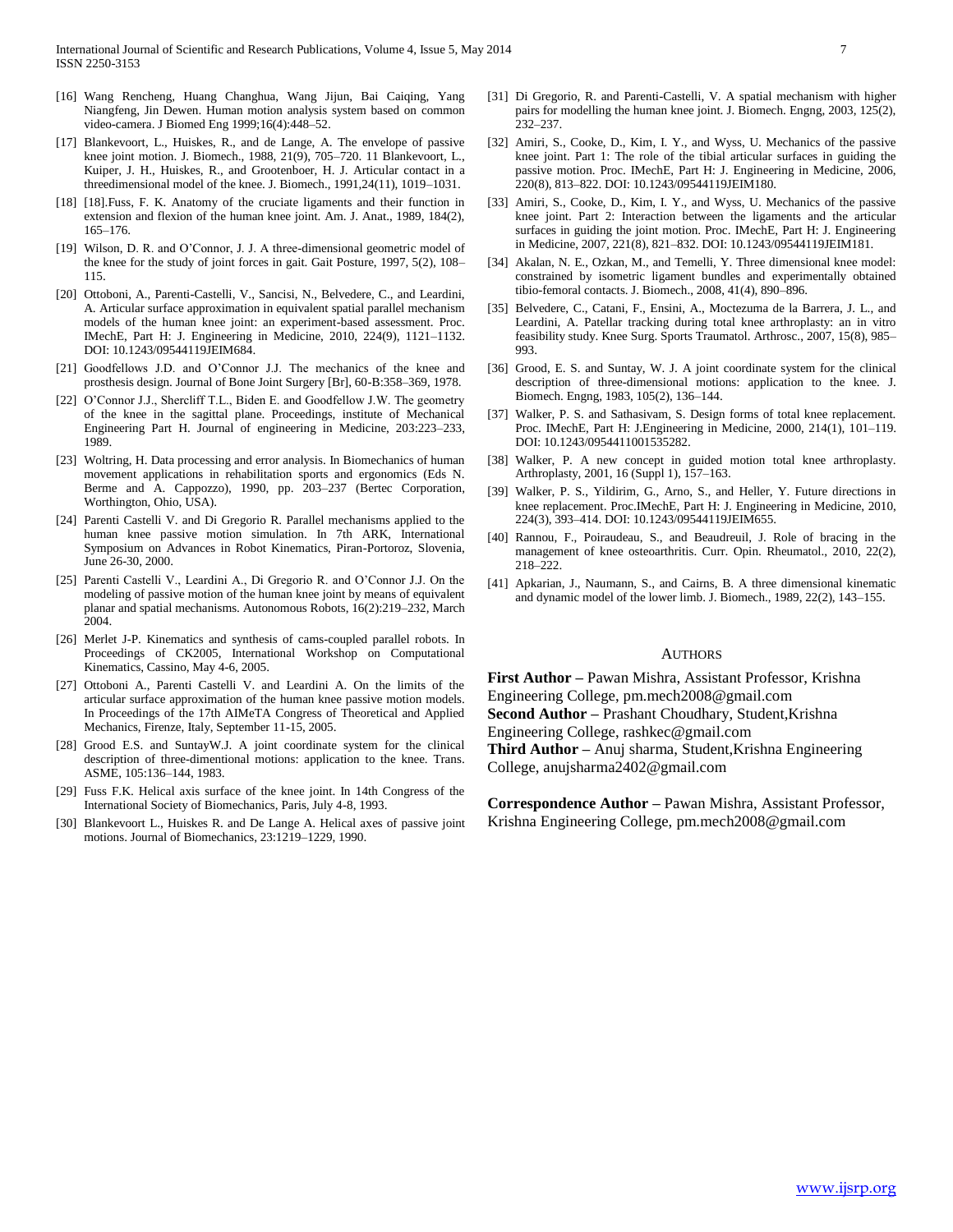[16] Wang Rencheng, Huang Changhua, Wang Jijun, Bai Caiqing, Yang Niangfeng, Jin Dewen. Human motion analysis system based on common video-camera. J Biomed Eng 1999;16(4):448–52.

[17] Blankevoort, L., Huiskes, R., and de Lange, A. The envelope of passive knee joint motion. J. Biomech., 1988, 21(9), 705–720. 11 Blankevoort, L., Kuiper, J. H., Huiskes, R., and Grootenboer, H. J. Articular contact in a threedimensional model of the knee. J. Biomech., 1991,24(11), 1019–1031.

[18] [18].Fuss, F. K. Anatomy of the cruciate ligaments and their function in extension and flexion of the human knee joint. Am. J. Anat., 1989, 184(2), 165–176.

[19] Wilson, D. R. and O'Connor, J. J. A three-dimensional geometric model of the knee for the study of joint forces in gait. Gait Posture, 1997, 5(2), 108–115.

[20] Ottoboni, A., Parenti-Castelli, V., Sancisi, N., Belvedere, C., and Leardini, A. Articular surface approximation in equivalent spatial parallel mechanism models of the human knee joint: an experiment-based assessment. Proc. IMechE, Part H: J. Engineering in Medicine, 2010, 224(9), 1121–1132. DOI: 10.1243/09544119JEIM684.

[21] Goodfellows J.D. and O'Connor J.J. The mechanics of the knee and prosthesis design. Journal of Bone Joint Surgery [Br], 60-B:358–369, 1978.

[22] O'Connor J.J., Shercliff T.L., Biden E. and Goodfellow J.W. The geometry of the knee in the sagittal plane. Proceedings, institute of Mechanical Engineering Part H. Journal of engineering in Medicine, 203:223–233, 1989.

[23] Woltring, H. Data processing and error analysis. In Biomechanics of human movement applications in rehabilitation sports and ergonomics (Eds N. Berme and A. Cappozzo), 1990, pp. 203–237 (Bertec Corporation, Worthington, Ohio, USA).

[24] Parenti Castelli V. and Di Gregorio R. Parallel mechanisms applied to the human knee passive motion simulation. In 7th ARK, International Symposium on Advances in Robot Kinematics, Piran-Portoroz, Slovenia, June 26-30, 2000.

[25] Parenti Castelli V., Leardini A., Di Gregorio R. and O'Connor J.J. On the modeling of passive motion of the human knee joint by means of equivalent planar and spatial mechanisms. Autonomous Robots, 16(2):219–232, March 2004.

[26] Merlet J-P. Kinematics and synthesis of cams-coupled parallel robots. In Proceedings of CK2005, International Workshop on Computational Kinematics, Cassino, May 4-6, 2005.

[27] Ottoboni A., Parenti Castelli V. and Leardini A. On the limits of the articular surface approximation of the human knee passive motion models. In Proceedings of the 17th AIMeTA Congress of Theoretical and Applied Mechanics, Firenze, Italy, September 11-15, 2005.

[28] Grood E.S. and SuntayW.J. A joint coordinate system for the clinical description of three-dimentional motions: application to the knee. Trans. ASME, 105:136–144, 1983.

[29] Fuss F.K. Helical axis surface of the knee joint. In 14th Congress of the International Society of Biomechanics, Paris, July 4-8, 1993.

[30] Blankevoort L., Huiskes R. and De Lange A. Helical axes of passive joint motions. Journal of Biomechanics, 23:1219–1229, 1990.

[31] Di Gregorio, R. and Parenti-Castelli, V. A spatial mechanism with higher pairs for modelling the human knee joint. J. Biomech. Engng, 2003, 125(2), 232–237.

[32] Amiri, S., Cooke, D., Kim, I. Y., and Wyss, U. Mechanics of the passive knee joint. Part 1: The role of the tibial articular surfaces in guiding the passive motion. Proc. IMechE, Part H: J. Engineering in Medicine, 2006, 220(8), 813–822. DOI: 10.1243/09544119JEIM180.

[33] Amiri, S., Cooke, D., Kim, I. Y., and Wyss, U. Mechanics of the passive knee joint. Part 2: Interaction between the ligaments and the articular surfaces in guiding the joint motion. Proc. IMechE, Part H: J. Engineering in Medicine, 2007, 221(8), 821–832. DOI: 10.1243/09544119JEIM181.

[34] Akalan, N. E., Ozkan, M., and Temelli, Y. Three dimensional knee model: constrained by isometric ligament bundles and experimentally obtained tibio-femoral contacts. J. Biomech., 2008, 41(4), 890–896.

[35] Belvedere, C., Catani, F., Ensini, A., Moctezuma de la Barrera, J. L., and Leardini, A. Patellar tracking during total knee arthroplasty: an in vitro feasibility study. Knee Surg. Sports Traumatol. Arthrosc., 2007, 15(8), 985–993.

[36] Grood, E. S. and Suntay, W. J. A joint coordinate system for the clinical description of three-dimensional motions: application to the knee. J. Biomech. Engng, 1983, 105(2), 136–144.

[37] Walker, P. S. and Sathasivam, S. Design forms of total knee replacement. Proc. IMechE, Part H: J.Engineering in Medicine, 2000, 214(1), 101–119. DOI: 10.1243/0954411001535282.

[38] Walker, P. A new concept in guided motion total knee arthroplasty. Arthroplasty, 2001, 16 (Suppl 1), 157–163.

[39] Walker, P. S., Yildirim, G., Arno, S., and Heller, Y. Future directions in knee replacement. Proc.IMechE, Part H: J. Engineering in Medicine, 2010, 224(3), 393–414. DOI: 10.1243/09544119JEIM655.

[40] Rannou, F., Poiraudeau, S., and Beaudreuil, J. Role of bracing in the management of knee osteoarthritis. Curr. Opin. Rheumatol., 2010, 22(2), 218–222.

[41] Apkarian, J., Naumann, S., and Cairns, B. A three dimensional kinematic and dynamic model of the lower limb. J. Biomech., 1989, 22(2), 143–155.

## Authors

**First Author –** Pawan Mishra, Assistant Professor, Krishna Engineering College, pm.mech2008@gmail.com

**Second Author –** Prashant Choudhary, Student,Krishna Engineering College, rashkec@gmail.com

**Third Author –** Anuj sharma, Student,Krishna Engineering College, anujsharma2402@gmail.com

**Correspondence Author –** Pawan Mishra, Assistant Professor, Krishna Engineering College, pm.mech2008@gmail.com